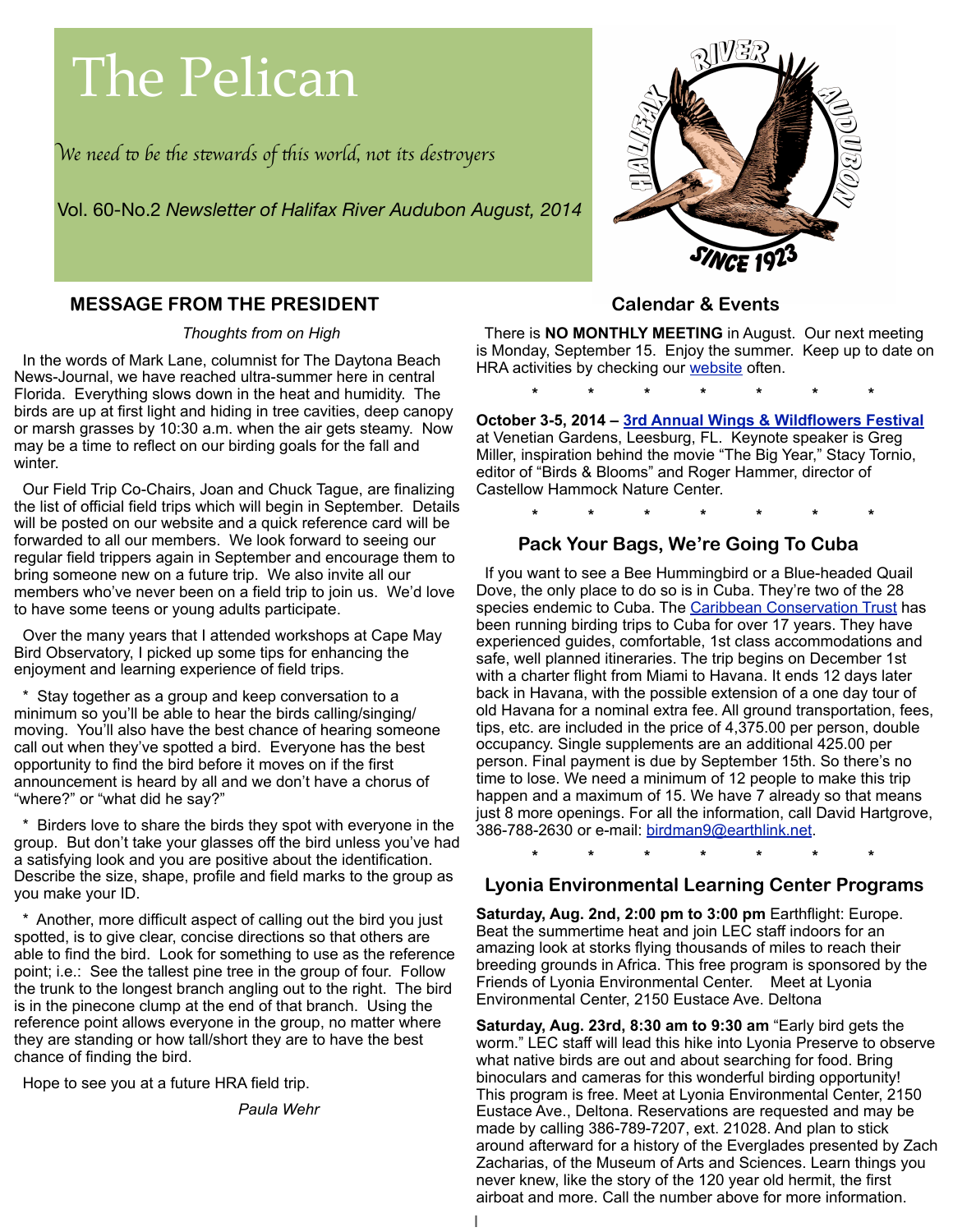# The Pelican

*We need to be the stewards of this world, not its destroyers*

Vol. 60-No.2 *Newsletter of Halifax River Audubon August, 2014*

## MESSAGE FROM THE PRESIDENT

*Thoughts from on High*

In the words of Mark Lane, columnist for The Daytona Beach News-Journal, we have reached ultra-summer here in central Florida. Everything slows down in the heat and humidity. The birds are up at first light and hiding in tree cavities, deep canopy or marsh grasses by 10:30 a.m. when the air gets steamy. Now may be a time to reflect on our birding goals for the fall and winter.

Our Field Trip Co-Chairs, Joan and Chuck Tague, are finalizing the list of official field trips which will begin in September. Details will be posted on our website and a quick reference card will be forwarded to all our members. We look forward to seeing our regular field trippers again in September and encourage them to bring someone new on a future trip. We also invite all our members who've never been on a field trip to join us. We'd love to have some teens or young adults participate.

Over the many years that I attended workshops at Cape May Bird Observatory, I picked up some tips for enhancing the enjoyment and learning experience of field trips.

\* Stay together as a group and keep conversation to a minimum so you'll be able to hear the birds calling/singing/moving. You'll also have the best chance of hearing someone call out when they've spotted a bird. Everyone has the best opportunity to find the bird before it moves on if the first announcement is heard by all and we don't have a chorus of "where?" or "what did he say?"

\* Birders love to share the birds they spot with everyone in the group. But don't take your glasses off the bird unless you've had a satisfying look and you are positive about the identification. Describe the size, shape, profile and field marks to the group as you make your ID.

\* Another, more difficult aspect of calling out the bird you just spotted, is to give clear, concise directions so that others are able to find the bird. Look for something to use as the reference point; i.e.: See the tallest pine tree in the group of four. Follow the trunk to the longest branch angling out to the right. The bird is in the pinecone clump at the end of that branch. Using the reference point allows everyone in the group, no matter where they are standing or how tall/short they are to have the best chance of finding the bird.

Hope to see you at a future HRA field trip.

*Paula Wehr*

## Calendar & Events

There is **NO MONTHLY MEETING** in August. Our next meeting is Monday, September 15. Enjoy the summer. Keep up to date on HRA activities by checking our website often.

\* \* \* \* \* \* \*

**October 3-5, 2014 – 3rd Annual Wings & Wildflowers Festival** at Venetian Gardens, Leesburg, FL. Keynote speaker is Greg Miller, inspiration behind the movie "The Big Year," Stacy Tornio, editor of "Birds & Blooms" and Roger Hammer, director of Castellow Hammock Nature Center.

\* \* \* \* \* \* \*

## Pack Your Bags, We're Going To Cuba

If you want to see a Bee Hummingbird or a Blue-headed Quail Dove, the only place to do so is in Cuba. They're two of the 28 species endemic to Cuba. The Caribbean Conservation Trust has been running birding trips to Cuba for over 17 years. They have experienced guides, comfortable, 1st class accommodations and safe, well planned itineraries. The trip begins on December 1st with a charter flight from Miami to Havana. It ends 12 days later back in Havana, with the possible extension of a one day tour of old Havana for a nominal extra fee. All ground transportation, fees, tips, etc. are included in the price of 4,375.00 per person, double occupancy. Single supplements are an additional 425.00 per person. Final payment is due by September 15th. So there's no time to lose. We need a minimum of 12 people to make this trip happen and a maximum of 15. We have 7 already so that means just 8 more openings. For all the information, call David Hartgrove, 386-788-2630 or e-mail: birdman9@earthlink.net.

\* \* \* \* \* \* \*

## Lyonia Environmental Learning Center Programs

**Saturday, Aug. 2nd, 2:00 pm to 3:00 pm** Earthflight: Europe. Beat the summertime heat and join LEC staff indoors for an amazing look at storks flying thousands of miles to reach their breeding grounds in Africa. This free program is sponsored by the Friends of Lyonia Environmental Center. Meet at Lyonia Environmental Center, 2150 Eustace Ave. Deltona

**Saturday, Aug. 23rd, 8:30 am to 9:30 am** "Early bird gets the worm." LEC staff will lead this hike into Lyonia Preserve to observe what native birds are out and about searching for food. Bring binoculars and cameras for this wonderful birding opportunity! This program is free. Meet at Lyonia Environmental Center, 2150 Eustace Ave., Deltona. Reservations are requested and may be made by calling 386-789-7207, ext. 21028. And plan to stick around afterward for a history of the Everglades presented by Zach Zacharias, of the Museum of Arts and Sciences. Learn things you never knew, like the story of the 120 year old hermit, the first airboat and more. Call the number above for more information.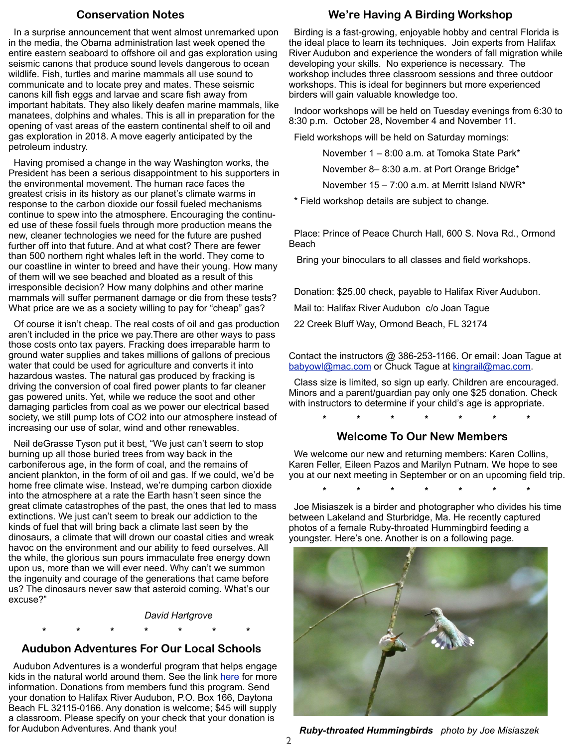## Conservation Notes

In a surprise announcement that went almost unremarked upon in the media, the Obama administration last week opened the entire eastern seaboard to offshore oil and gas exploration using seismic canons that produce sound levels dangerous to ocean wildlife. Fish, turtles and marine mammals all use sound to communicate and to locate prey and mates. These seismic canons kill fish eggs and larvae and scare fish away from important habitats. They also likely deafen marine mammals, like manatees, dolphins and whales. This is all in preparation for the opening of vast areas of the eastern continental shelf to oil and gas exploration in 2018. A move eagerly anticipated by the petroleum industry.

Having promised a change in the way Washington works, the President has been a serious disappointment to his supporters in the environmental movement. The human race faces the greatest crisis in its history as our planet's climate warms in response to the carbon dioxide our fossil fueled mechanisms continue to spew into the atmosphere. Encouraging the continued use of these fossil fuels through more production means the new, cleaner technologies we need for the future are pushed further off into that future. And at what cost? There are fewer than 500 northern right whales left in the world. They come to our coastline in winter to breed and have their young. How many of them will we see beached and bloated as a result of this irresponsible decision? How many dolphins and other marine mammals will suffer permanent damage or die from these tests? What price are we as a society willing to pay for "cheap" gas?

Of course it isn't cheap. The real costs of oil and gas production aren't included in the price we pay.There are other ways to pass those costs onto tax payers. Fracking does irreparable harm to ground water supplies and takes millions of gallons of precious water that could be used for agriculture and converts it into hazardous wastes. The natural gas produced by fracking is driving the conversion of coal fired power plants to far cleaner gas powered units. Yet, while we reduce the soot and other damaging particles from coal as we power our electrical based society, we still pump lots of $CO_2$ into our atmosphere instead of increasing our use of solar, wind and other renewables.

Neil deGrasse Tyson put it best, "We just can't seem to stop burning up all those buried trees from way back in the carboniferous age, in the form of coal, and the remains of ancient plankton, in the form of oil and gas. If we could, we'd be home free climate wise. Instead, we're dumping carbon dioxide into the atmosphere at a rate the Earth hasn't seen since the great climate catastrophes of the past, the ones that led to mass extinctions. We just can't seem to break our addiction to the kinds of fuel that will bring back a climate last seen by the dinosaurs, a climate that will drown our coastal cities and wreak havoc on the environment and our ability to feed ourselves. All the while, the glorious sun pours immaculate free energy down upon us, more than we will ever need. Why can't we summon the ingenuity and courage of the generations that came before us? The dinosaurs never saw that asteroid coming. What's our excuse?"

*David Hartgrove*

\* \* \* \* \* \* \*

## Audubon Adventures For Our Local Schools

Audubon Adventures is a wonderful program that helps engage kids in the natural world around them. See the link here for more information. Donations from members fund this program. Send your donation to Halifax River Audubon, P.O. Box 166, Daytona Beach FL 32115-0166. Any donation is welcome; $45 will supply a classroom. Please specify on your check that your donation is for Audubon Adventures. And thank you!

## We're Having A Birding Workshop

Birding is a fast-growing, enjoyable hobby and central Florida is the ideal place to learn its techniques. Join experts from Halifax River Audubon and experience the wonders of fall migration while developing your skills. No experience is necessary. The workshop includes three classroom sessions and three outdoor workshops. This is ideal for beginners but more experienced birders will gain valuable knowledge too.

Indoor workshops will be held on Tuesday evenings from 6:30 to 8:30 p.m. October 28, November 4 and November 11.

Field workshops will be held on Saturday mornings:

November 1 – 8:00 a.m. at Tomoka State Park*

November 8– 8:30 a.m. at Port Orange Bridge*

November 15 – 7:00 a.m. at Merritt Island NWR*

\* Field workshop details are subject to change.

Place: Prince of Peace Church Hall, 600 S. Nova Rd., Ormond Beach

Bring your binoculars to all classes and field workshops.

Donation: $25.00 check, payable to Halifax River Audubon.

Mail to: Halifax River Audubon c/o Joan Tague

22 Creek Bluff Way, Ormond Beach, FL 32174

Contact the instructors @ 386-253-1166. Or email: Joan Tague at babyowl@mac.com or Chuck Tague at kingrail@mac.com.

Class size is limited, so sign up early. Children are encouraged. Minors and a parent/guardian pay only one $25 donation. Check with instructors to determine if your child's age is appropriate.

\* \* \* \* \* \* \*

## Welcome To Our New Members

We welcome our new and returning members: Karen Collins, Karen Feller, Eileen Pazos and Marilyn Putnam. We hope to see you at our next meeting in September or on an upcoming field trip.

\* \* \* \* \* \* \*

Joe Misiaszek is a birder and photographer who divides his time between Lakeland and Sturbridge, Ma. He recently captured photos of a female Ruby-throated Hummingbird feeding a youngster. Here's one. Another is on a following page.

***Ruby-throated Hummingbirds*** *photo by Joe Misiaszek*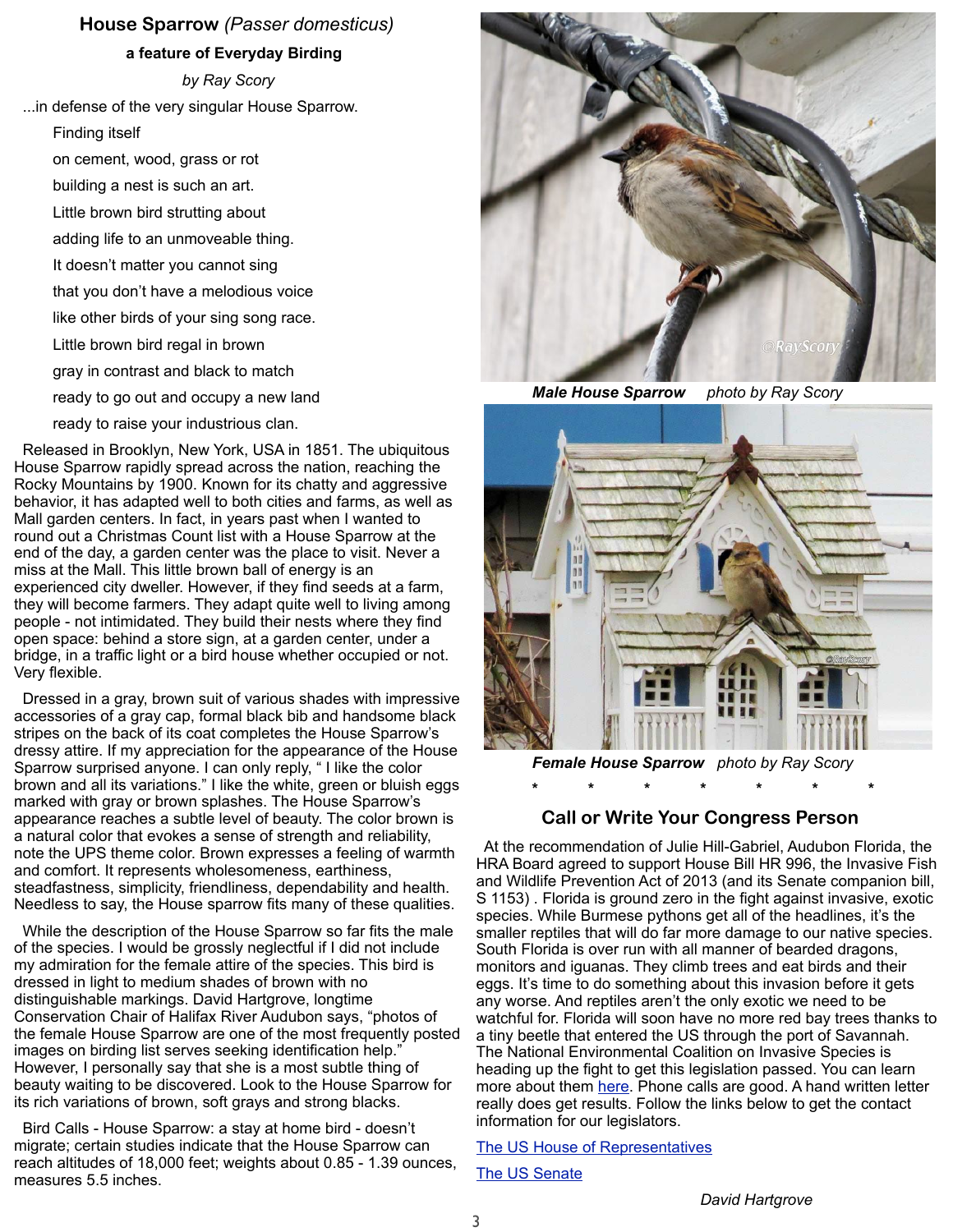## House Sparrow *(Passer domesticus)*

**a feature of Everyday Birding**

*by Ray Scory*

...in defense of the very singular House Sparrow.

Finding itself
on cement, wood, grass or rot
building a nest is such an art.
Little brown bird strutting about
adding life to an unmoveable thing.
It doesn't matter you cannot sing
that you don't have a melodious voice
like other birds of your sing song race.
Little brown bird regal in brown
gray in contrast and black to match
ready to go out and occupy a new land
ready to raise your industrious clan.

Released in Brooklyn, New York, USA in 1851. The ubiquitous House Sparrow rapidly spread across the nation, reaching the Rocky Mountains by 1900. Known for its chatty and aggressive behavior, it has adapted well to both cities and farms, as well as Mall garden centers. In fact, in years past when I wanted to round out a Christmas Count list with a House Sparrow at the end of the day, a garden center was the place to visit. Never a miss at the Mall. This little brown ball of energy is an experienced city dweller. However, if they find seeds at a farm, they will become farmers. They adapt quite well to living among people - not intimidated. They build their nests where they find open space: behind a store sign, at a garden center, under a bridge, in a traffic light or a bird house whether occupied or not. Very flexible.

Dressed in a gray, brown suit of various shades with impressive accessories of a gray cap, formal black bib and handsome black stripes on the back of its coat completes the House Sparrow's dressy attire. If my appreciation for the appearance of the House Sparrow surprised anyone. I can only reply, " I like the color brown and all its variations." I like the white, green or bluish eggs marked with gray or brown splashes. The House Sparrow's appearance reaches a subtle level of beauty. The color brown is a natural color that evokes a sense of strength and reliability, note the UPS theme color. Brown expresses a feeling of warmth and comfort. It represents wholesomeness, earthiness, steadfastness, simplicity, friendliness, dependability and health. Needless to say, the House sparrow fits many of these qualities.

While the description of the House Sparrow so far fits the male of the species. I would be grossly neglectful if I did not include my admiration for the female attire of the species. This bird is dressed in light to medium shades of brown with no distinguishable markings. David Hartgrove, longtime Conservation Chair of Halifax River Audubon says, "photos of the female House Sparrow are one of the most frequently posted images on birding list serves seeking identification help." However, I personally say that she is a most subtle thing of beauty waiting to be discovered. Look to the House Sparrow for its rich variations of brown, soft grays and strong blacks.

Bird Calls - House Sparrow: a stay at home bird - doesn't migrate; certain studies indicate that the House Sparrow can reach altitudes of 18,000 feet; weights about 0.85 - 1.39 ounces, measures 5.5 inches.

***Male House Sparrow*** *photo by Ray Scory*

***Female House Sparrow*** *photo by Ray Scory*

\* \* \* \* \* \* \*

### Call or Write Your Congress Person

At the recommendation of Julie Hill-Gabriel, Audubon Florida, the HRA Board agreed to support House Bill HR 996, the Invasive Fish and Wildlife Prevention Act of 2013 (and its Senate companion bill, S 1153) . Florida is ground zero in the fight against invasive, exotic species. While Burmese pythons get all of the headlines, it's the smaller reptiles that will do far more damage to our native species. South Florida is over run with all manner of bearded dragons, monitors and iguanas. They climb trees and eat birds and their eggs. It's time to do something about this invasion before it gets any worse. And reptiles aren't the only exotic we need to be watchful for. Florida will soon have no more red bay trees thanks to a tiny beetle that entered the US through the port of Savannah. The National Environmental Coalition on Invasive Species is heading up the fight to get this legislation passed. You can learn more about them here. Phone calls are good. A hand written letter really does get results. Follow the links below to get the contact information for our legislators.

The US House of Representatives

The US Senate

*David Hartgrove*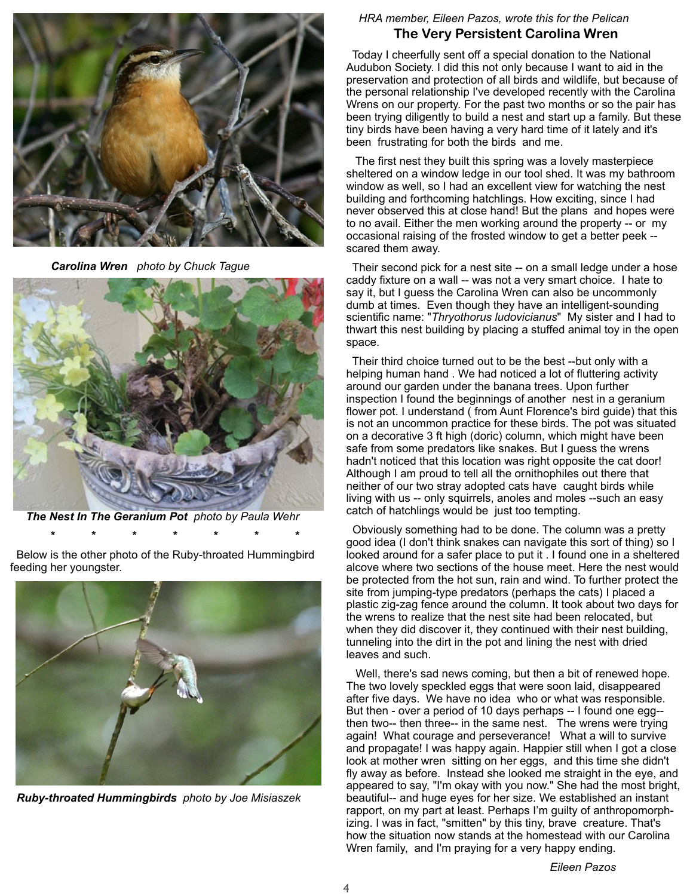*Carolina Wren* *photo by Chuck Tague*

***The Nest In The Geranium Pot*** *photo by Paula Wehr*

\* \* \* \* \* \* \*

Below is the other photo of the Ruby-throated Hummingbird feeding her youngster.

***Ruby-throated Hummingbirds*** *photo by Joe Misiaszek*

*HRA member, Eileen Pazos, wrote this for the Pelican*

## The Very Persistent Carolina Wren

Today I cheerfully sent off a special donation to the National Audubon Society. I did this not only because I want to aid in the preservation and protection of all birds and wildlife, but because of the personal relationship I've developed recently with the Carolina Wrens on our property. For the past two months or so the pair has been trying diligently to build a nest and start up a family. But these tiny birds have been having a very hard time of it lately and it's been frustrating for both the birds and me.

The first nest they built this spring was a lovely masterpiece sheltered on a window ledge in our tool shed. It was my bathroom window as well, so I had an excellent view for watching the nest building and forthcoming hatchlings. How exciting, since I had never observed this at close hand! But the plans and hopes were to no avail. Either the men working around the property -- or my occasional raising of the frosted window to get a better peek -- scared them away.

Their second pick for a nest site -- on a small ledge under a hose caddy fixture on a wall -- was not a very smart choice. I hate to say it, but I guess the Carolina Wren can also be uncommonly dumb at times. Even though they have an intelligent-sounding scientific name: "*Thryothorus ludovicianus*" My sister and I had to thwart this nest building by placing a stuffed animal toy in the open space.

Their third choice turned out to be the best --but only with a helping human hand . We had noticed a lot of fluttering activity around our garden under the banana trees. Upon further inspection I found the beginnings of another nest in a geranium flower pot. I understand ( from Aunt Florence's bird guide) that this is not an uncommon practice for these birds. The pot was situated on a decorative 3 ft high (doric) column, which might have been safe from some predators like snakes. But I guess the wrens hadn't noticed that this location was right opposite the cat door! Although I am proud to tell all the ornithophiles out there that neither of our two stray adopted cats have caught birds while living with us -- only squirrels, anoles and moles --such an easy catch of hatchlings would be just too tempting.

Obviously something had to be done. The column was a pretty good idea (I don't think snakes can navigate this sort of thing) so I looked around for a safer place to put it . I found one in a sheltered alcove where two sections of the house meet. Here the nest would be protected from the hot sun, rain and wind. To further protect the site from jumping-type predators (perhaps the cats) I placed a plastic zig-zag fence around the column. It took about two days for the wrens to realize that the nest site had been relocated, but when they did discover it, they continued with their nest building, tunneling into the dirt in the pot and lining the nest with dried leaves and such.

Well, there's sad news coming, but then a bit of renewed hope. The two lovely speckled eggs that were soon laid, disappeared after five days. We have no idea who or what was responsible. But then - over a period of 10 days perhaps -- I found one egg-- then two-- then three-- in the same nest. The wrens were trying again! What courage and perseverance! What a will to survive and propagate! I was happy again. Happier still when I got a close look at mother wren sitting on her eggs, and this time she didn't fly away as before. Instead she looked me straight in the eye, and appeared to say, "I'm okay with you now." She had the most bright, beautiful-- and huge eyes for her size. We established an instant rapport, on my part at least. Perhaps I'm guilty of anthropomorphizing. I was in fact, "smitten" by this tiny, brave creature. That's how the situation now stands at the homestead with our Carolina Wren family, and I'm praying for a very happy ending.

*Eileen Pazos*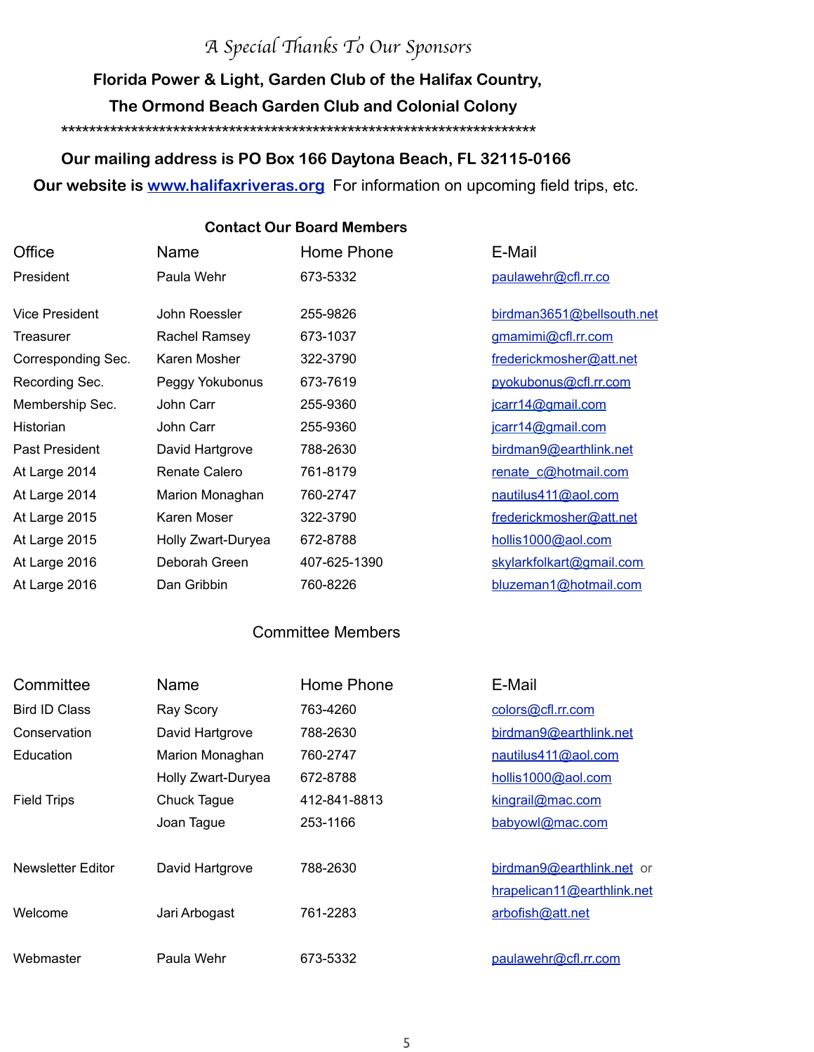*A Special Thanks To Our Sponsors*

**Florida Power & Light, Garden Club of the Halifax Country,**

**The Ormond Beach Garden Club and Colonial Colony**

**********************************************************************

**Our mailing address is PO Box 166 Daytona Beach, FL 32115-0166**

**Our website is [www.halifaxriveras.org](www.halifaxriveras.org)** For information on upcoming field trips, etc.

**Contact Our Board Members**

| Office | Name | Home Phone | E-Mail |
|---|---|---|---|
| President | Paula Wehr | 673-5332 | paulawehr@cfl.rr.co |
| Vice President | John Roessler | 255-9826 | birdman3651@bellsouth.net |
| Treasurer | Rachel Ramsey | 673-1037 | gmamimi@cfl.rr.com |
| Corresponding Sec. | Karen Mosher | 322-3790 | frederickmosher@att.net |
| Recording Sec. | Peggy Yokubonus | 673-7619 | pyokubonus@cfl.rr.com |
| Membership Sec. | John Carr | 255-9360 | jcarr14@gmail.com |
| Historian | John Carr | 255-9360 | jcarr14@gmail.com |
| Past President | David Hartgrove | 788-2630 | birdman9@earthlink.net |
| At Large 2014 | Renate Calero | 761-8179 | renate_c@hotmail.com |
| At Large 2014 | Marion Monaghan | 760-2747 | nautilus411@aol.com |
| At Large 2015 | Karen Moser | 322-3790 | frederickmosher@att.net |
| At Large 2015 | Holly Zwart-Duryea | 672-8788 | hollis1000@aol.com |
| At Large 2016 | Deborah Green | 407-625-1390 | skylarkfolkart@gmail.com |
| At Large 2016 | Dan Gribbin | 760-8226 | bluzeman1@hotmail.com |

Committee Members

| Committee | Name | Home Phone | E-Mail |
|---|---|---|---|
| Bird ID Class | Ray Scory | 763-4260 | colors@cfl.rr.com |
| Conservation | David Hartgrove | 788-2630 | birdman9@earthlink.net |
| Education | Marion Monaghan | 760-2747 | nautilus411@aol.com |
| | Holly Zwart-Duryea | 672-8788 | hollis1000@aol.com |
| Field Trips | Chuck Tague | 412-841-8813 | kingrail@mac.com |
| | Joan Tague | 253-1166 | babyowl@mac.com |
| Newsletter Editor | David Hartgrove | 788-2630 | birdman9@earthlink.net or hrapelican11@earthlink.net |
| Welcome | Jari Arbogast | 761-2283 | arbofish@att.net |
| Webmaster | Paula Wehr | 673-5332 | paulawehr@cfl.rr.com |